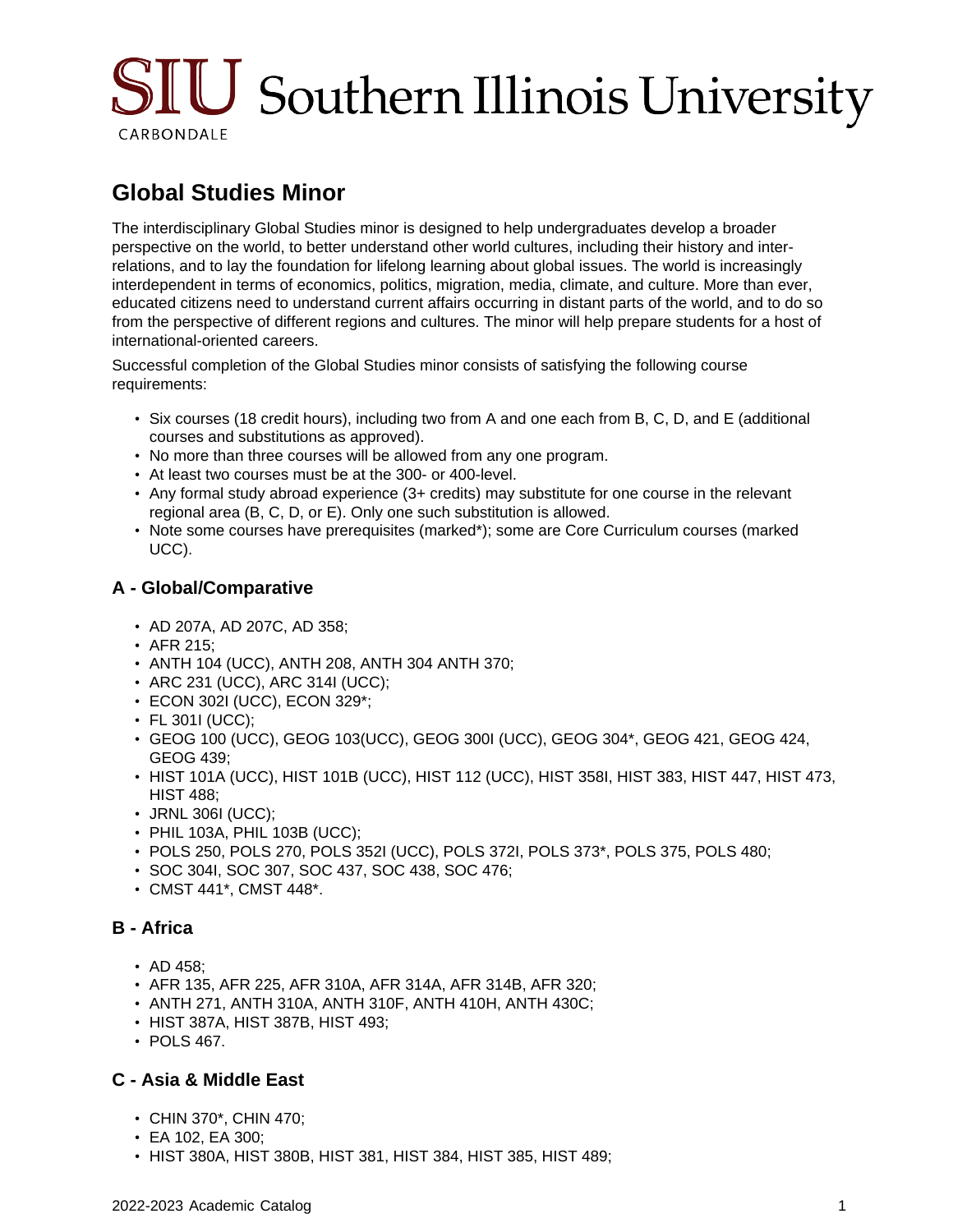# Global Studies Minor

The interdisciplinary Global Studies minor is designed to help undergraduates develop a broader perspective on the world, to better understand other world cultures, including their history and inter-relations, and to lay the foundation for lifelong learning about global issues. The world is increasingly interdependent in terms of economics, politics, migration, media, climate, and culture. More than ever, educated citizens need to understand current affairs occurring in distant parts of the world, and to do so from the perspective of different regions and cultures. The minor will help prepare students for a host of international-oriented careers.

Successful completion of the Global Studies minor consists of satisfying the following course requirements:

- Six courses (18 credit hours), including two from A and one each from B, C, D, and E (additional courses and substitutions as approved).
- No more than three courses will be allowed from any one program.
- At least two courses must be at the 300- or 400-level.
- Any formal study abroad experience (3+ credits) may substitute for one course in the relevant regional area (B, C, D, or E). Only one such substitution is allowed.
- Note some courses have prerequisites (marked*); some are Core Curriculum courses (marked UCC).

### A - Global/Comparative

- AD 207A, AD 207C, AD 358;
- AFR 215;
- ANTH 104 (UCC), ANTH 208, ANTH 304 ANTH 370;
- ARC 231 (UCC), ARC 314I (UCC);
- ECON 302I (UCC), ECON 329*;
- FL 301I (UCC);
- GEOG 100 (UCC), GEOG 103(UCC), GEOG 300I (UCC), GEOG 304*, GEOG 421, GEOG 424, GEOG 439;
- HIST 101A (UCC), HIST 101B (UCC), HIST 112 (UCC), HIST 358I, HIST 383, HIST 447, HIST 473, HIST 488;
- JRNL 306I (UCC);
- PHIL 103A, PHIL 103B (UCC);
- POLS 250, POLS 270, POLS 352I (UCC), POLS 372I, POLS 373*, POLS 375, POLS 480;
- SOC 304I, SOC 307, SOC 437, SOC 438, SOC 476;
- CMST 441*, CMST 448*.

### B - Africa

- AD 458;
- AFR 135, AFR 225, AFR 310A, AFR 314A, AFR 314B, AFR 320;
- ANTH 271, ANTH 310A, ANTH 310F, ANTH 410H, ANTH 430C;
- HIST 387A, HIST 387B, HIST 493;
- POLS 467.

### C - Asia & Middle East

- CHIN 370*, CHIN 470;
- EA 102, EA 300;
- HIST 380A, HIST 380B, HIST 381, HIST 384, HIST 385, HIST 489;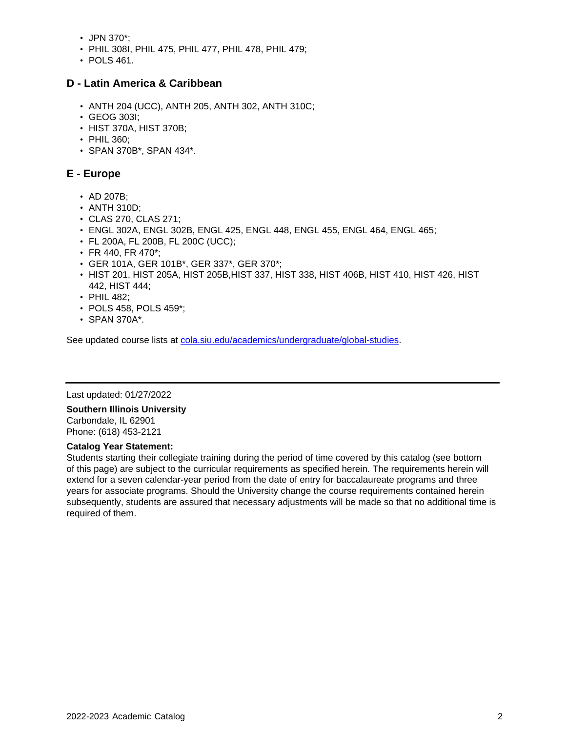- JPN 370*;
- PHIL 308I, PHIL 475, PHIL 477, PHIL 478, PHIL 479;
- POLS 461.

### D - Latin America & Caribbean

- ANTH 204 (UCC), ANTH 205, ANTH 302, ANTH 310C;
- GEOG 303I;
- HIST 370A, HIST 370B;
- PHIL 360;
- SPAN 370B*, SPAN 434*.

### E - Europe

- AD 207B;
- ANTH 310D;
- CLAS 270, CLAS 271;
- ENGL 302A, ENGL 302B, ENGL 425, ENGL 448, ENGL 455, ENGL 464, ENGL 465;
- FL 200A, FL 200B, FL 200C (UCC);
- FR 440, FR 470*;
- GER 101A, GER 101B*, GER 337*, GER 370*;
- HIST 201, HIST 205A, HIST 205B,HIST 337, HIST 338, HIST 406B, HIST 410, HIST 426, HIST 442, HIST 444;
- PHIL 482;
- POLS 458, POLS 459*;
- SPAN 370A*.

See updated course lists at [cola.siu.edu/academics/undergraduate/global-studies](cola.siu.edu/academics/undergraduate/global-studies).

---

Last updated: 01/27/2022

**Southern Illinois University**
Carbondale, IL 62901
Phone: (618) 453-2121

**Catalog Year Statement:**
Students starting their collegiate training during the period of time covered by this catalog (see bottom of this page) are subject to the curricular requirements as specified herein. The requirements herein will extend for a seven calendar-year period from the date of entry for baccalaureate programs and three years for associate programs. Should the University change the course requirements contained herein subsequently, students are assured that necessary adjustments will be made so that no additional time is required of them.

2022-2023 Academic Catalog